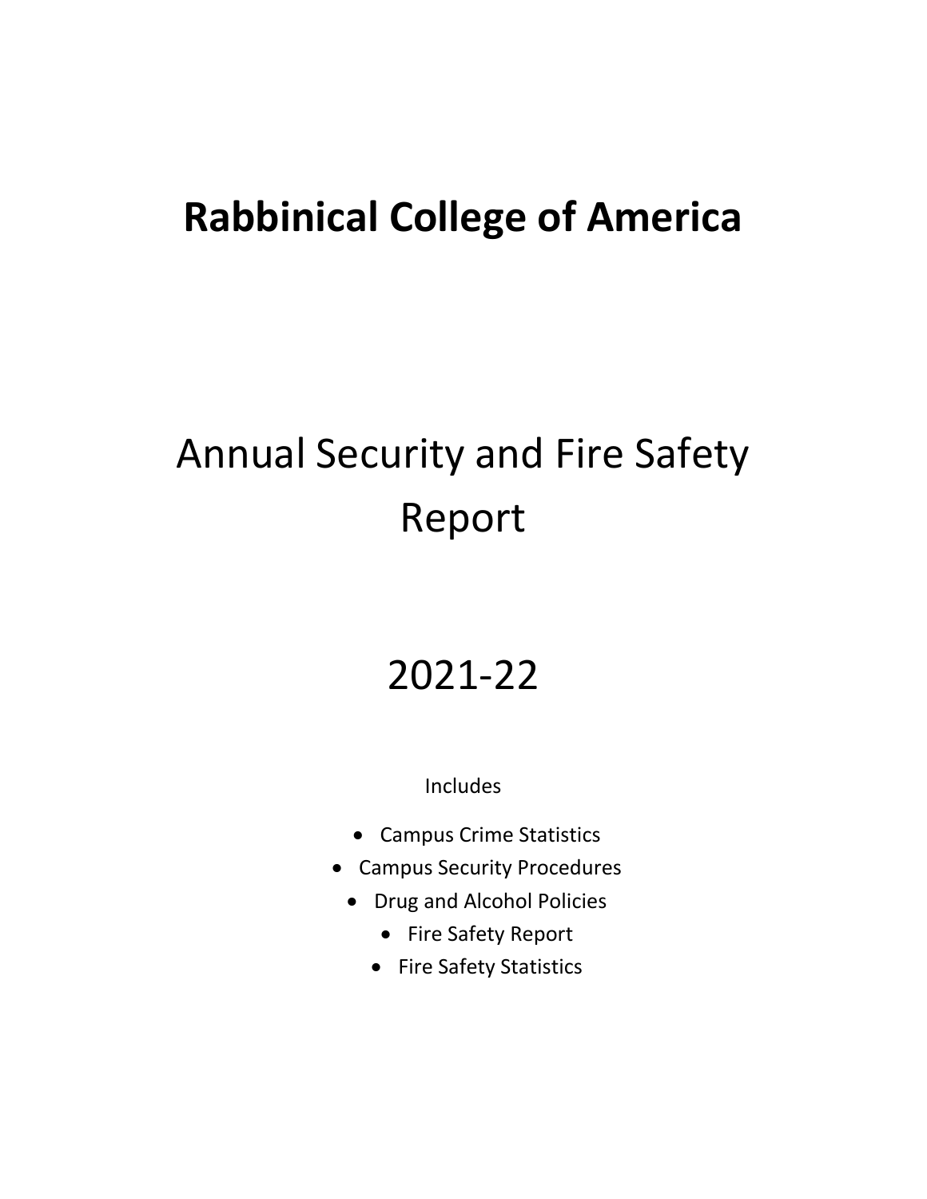# Rabbinical College of America

# Annual Security and Fire Safety Report

# 2021-22

Includes

- Campus Crime Statistics
- Campus Security Procedures
- Drug and Alcohol Policies
- Fire Safety Report
- Fire Safety Statistics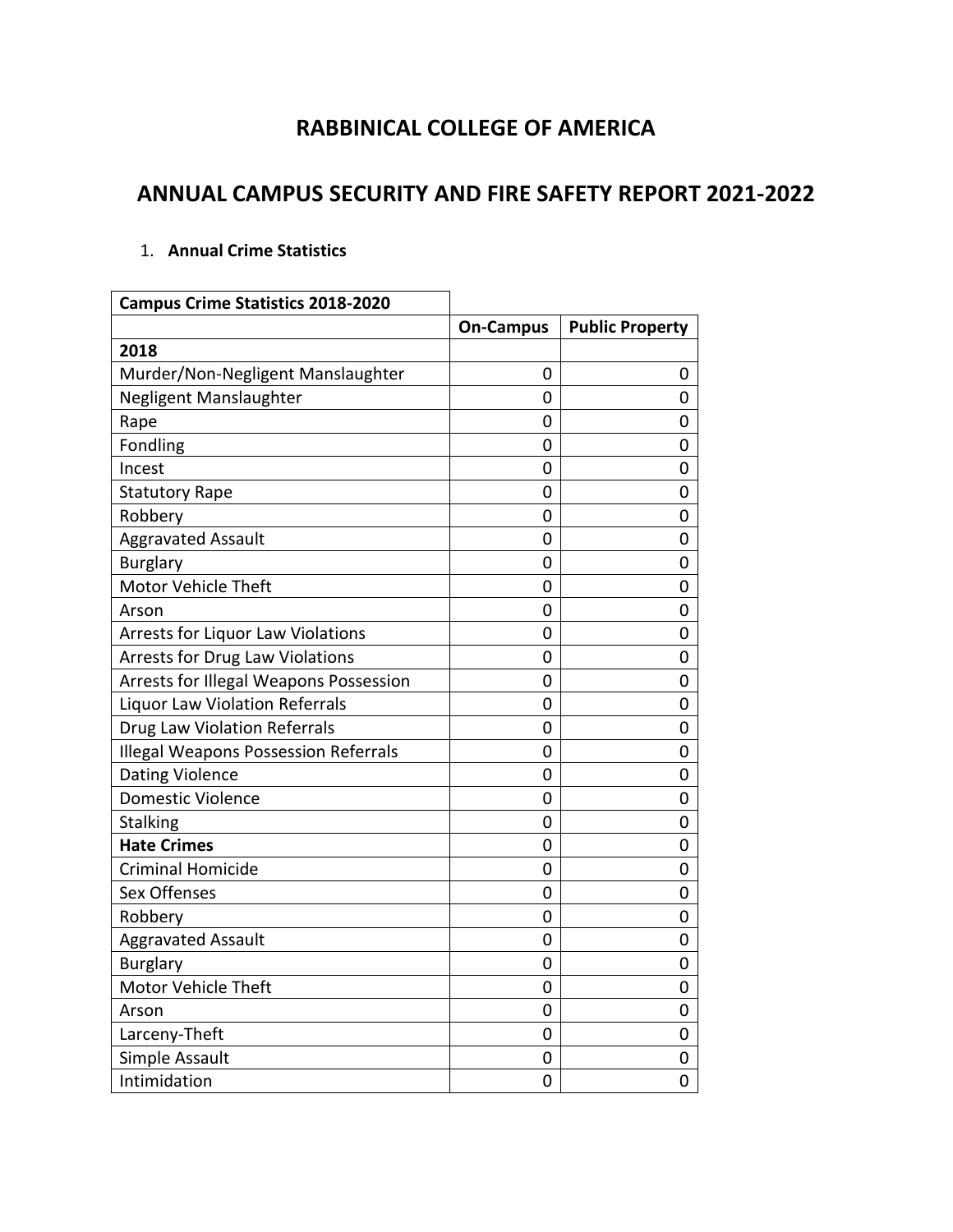# RABBINICAL COLLEGE OF AMERICA

## ANNUAL CAMPUS SECURITY AND FIRE SAFETY REPORT 2021-2022

1. **Annual Crime Statistics**

| **Campus Crime Statistics 2018-2020** | | |
|---|---|---|
| | **On-Campus** | **Public Property** |
| **2018** | | |
| Murder/Non-Negligent Manslaughter | 0 | 0 |
| Negligent Manslaughter | 0 | 0 |
| Rape | 0 | 0 |
| Fondling | 0 | 0 |
| Incest | 0 | 0 |
| Statutory Rape | 0 | 0 |
| Robbery | 0 | 0 |
| Aggravated Assault | 0 | 0 |
| Burglary | 0 | 0 |
| Motor Vehicle Theft | 0 | 0 |
| Arson | 0 | 0 |
| Arrests for Liquor Law Violations | 0 | 0 |
| Arrests for Drug Law Violations | 0 | 0 |
| Arrests for Illegal Weapons Possession | 0 | 0 |
| Liquor Law Violation Referrals | 0 | 0 |
| Drug Law Violation Referrals | 0 | 0 |
| Illegal Weapons Possession Referrals | 0 | 0 |
| Dating Violence | 0 | 0 |
| Domestic Violence | 0 | 0 |
| Stalking | 0 | 0 |
| **Hate Crimes** | 0 | 0 |
| Criminal Homicide | 0 | 0 |
| Sex Offenses | 0 | 0 |
| Robbery | 0 | 0 |
| Aggravated Assault | 0 | 0 |
| Burglary | 0 | 0 |
| Motor Vehicle Theft | 0 | 0 |
| Arson | 0 | 0 |
| Larceny-Theft | 0 | 0 |
| Simple Assault | 0 | 0 |
| Intimidation | 0 | 0 |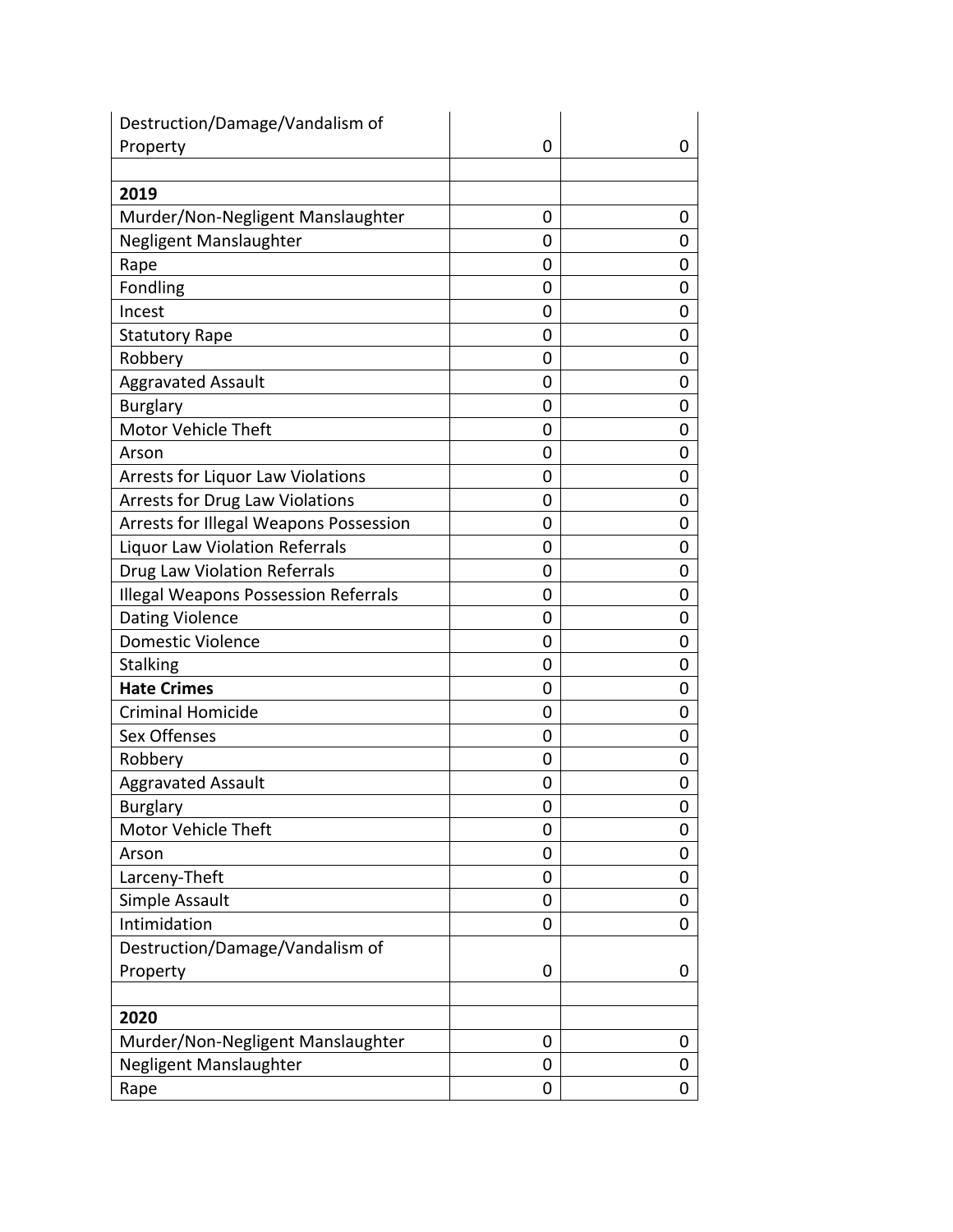| | | |
|---|---|---|
| Destruction/Damage/Vandalism of Property | 0 | 0 |
| | | |
| **2019** | | |
| Murder/Non-Negligent Manslaughter | 0 | 0 |
| Negligent Manslaughter | 0 | 0 |
| Rape | 0 | 0 |
| Fondling | 0 | 0 |
| Incest | 0 | 0 |
| Statutory Rape | 0 | 0 |
| Robbery | 0 | 0 |
| Aggravated Assault | 0 | 0 |
| Burglary | 0 | 0 |
| Motor Vehicle Theft | 0 | 0 |
| Arson | 0 | 0 |
| Arrests for Liquor Law Violations | 0 | 0 |
| Arrests for Drug Law Violations | 0 | 0 |
| Arrests for Illegal Weapons Possession | 0 | 0 |
| Liquor Law Violation Referrals | 0 | 0 |
| Drug Law Violation Referrals | 0 | 0 |
| Illegal Weapons Possession Referrals | 0 | 0 |
| Dating Violence | 0 | 0 |
| Domestic Violence | 0 | 0 |
| Stalking | 0 | 0 |
| **Hate Crimes** | 0 | 0 |
| Criminal Homicide | 0 | 0 |
| Sex Offenses | 0 | 0 |
| Robbery | 0 | 0 |
| Aggravated Assault | 0 | 0 |
| Burglary | 0 | 0 |
| Motor Vehicle Theft | 0 | 0 |
| Arson | 0 | 0 |
| Larceny-Theft | 0 | 0 |
| Simple Assault | 0 | 0 |
| Intimidation | 0 | 0 |
| Destruction/Damage/Vandalism of Property | 0 | 0 |
| | | |
| **2020** | | |
| Murder/Non-Negligent Manslaughter | 0 | 0 |
| Negligent Manslaughter | 0 | 0 |
| Rape | 0 | 0 |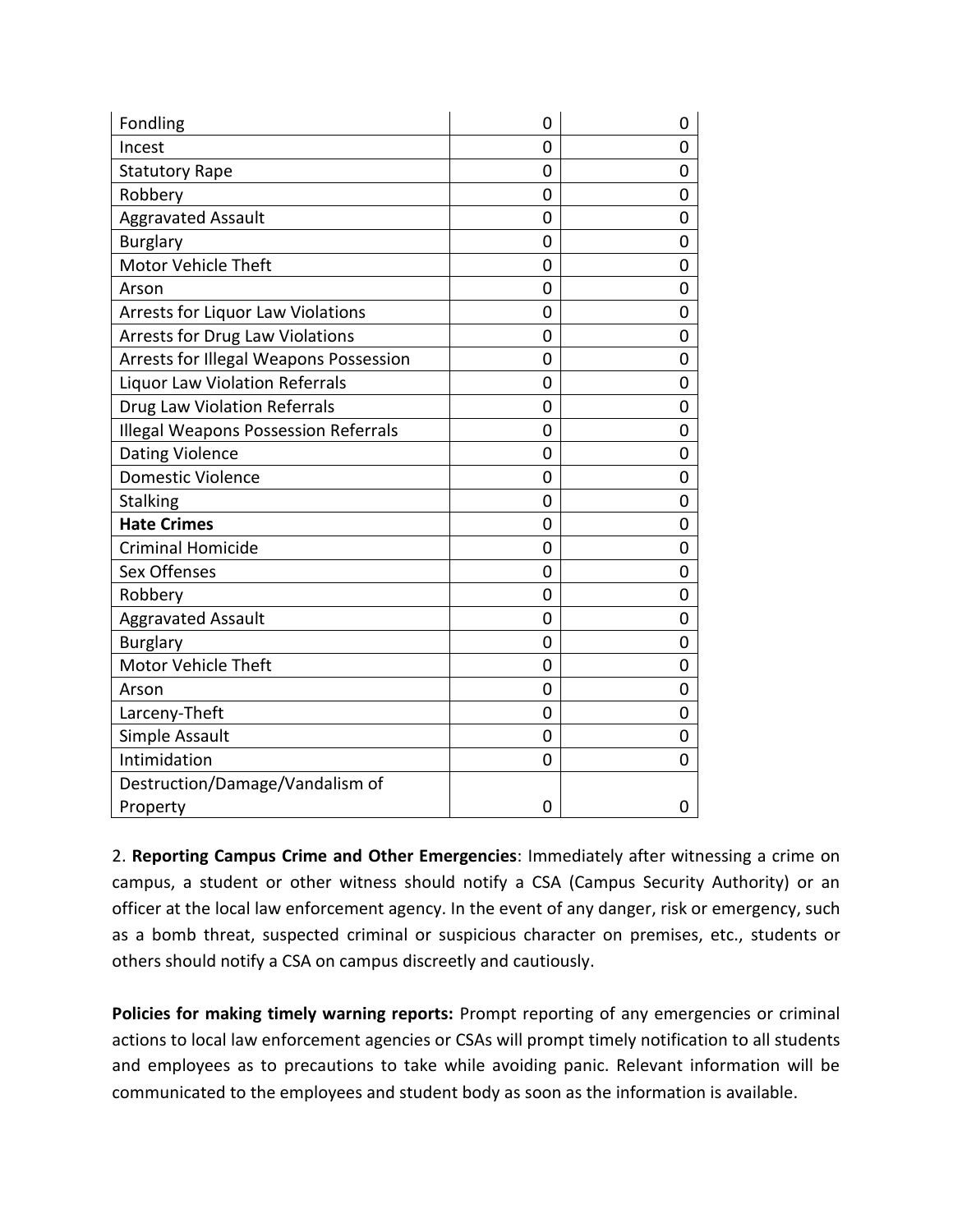| | | |
|---|---|---|
| Fondling | 0 | 0 |
| Incest | 0 | 0 |
| Statutory Rape | 0 | 0 |
| Robbery | 0 | 0 |
| Aggravated Assault | 0 | 0 |
| Burglary | 0 | 0 |
| Motor Vehicle Theft | 0 | 0 |
| Arson | 0 | 0 |
| Arrests for Liquor Law Violations | 0 | 0 |
| Arrests for Drug Law Violations | 0 | 0 |
| Arrests for Illegal Weapons Possession | 0 | 0 |
| Liquor Law Violation Referrals | 0 | 0 |
| Drug Law Violation Referrals | 0 | 0 |
| Illegal Weapons Possession Referrals | 0 | 0 |
| Dating Violence | 0 | 0 |
| Domestic Violence | 0 | 0 |
| Stalking | 0 | 0 |
| **Hate Crimes** | 0 | 0 |
| Criminal Homicide | 0 | 0 |
| Sex Offenses | 0 | 0 |
| Robbery | 0 | 0 |
| Aggravated Assault | 0 | 0 |
| Burglary | 0 | 0 |
| Motor Vehicle Theft | 0 | 0 |
| Arson | 0 | 0 |
| Larceny-Theft | 0 | 0 |
| Simple Assault | 0 | 0 |
| Intimidation | 0 | 0 |
| Destruction/Damage/Vandalism of Property | 0 | 0 |

2. **Reporting Campus Crime and Other Emergencies**: Immediately after witnessing a crime on campus, a student or other witness should notify a CSA (Campus Security Authority) or an officer at the local law enforcement agency. In the event of any danger, risk or emergency, such as a bomb threat, suspected criminal or suspicious character on premises, etc., students or others should notify a CSA on campus discreetly and cautiously.

**Policies for making timely warning reports:** Prompt reporting of any emergencies or criminal actions to local law enforcement agencies or CSAs will prompt timely notification to all students and employees as to precautions to take while avoiding panic. Relevant information will be communicated to the employees and student body as soon as the information is available.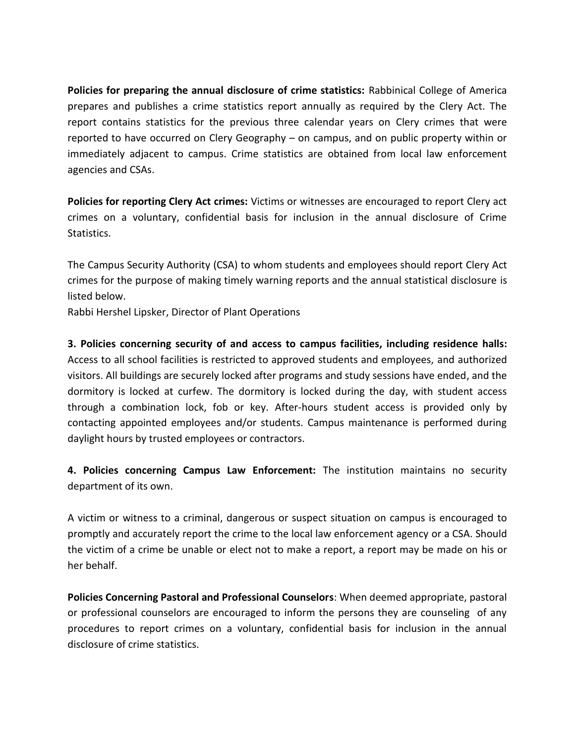**Policies for preparing the annual disclosure of crime statistics:** Rabbinical College of America prepares and publishes a crime statistics report annually as required by the Clery Act. The report contains statistics for the previous three calendar years on Clery crimes that were reported to have occurred on Clery Geography – on campus, and on public property within or immediately adjacent to campus. Crime statistics are obtained from local law enforcement agencies and CSAs.

**Policies for reporting Clery Act crimes:** Victims or witnesses are encouraged to report Clery act crimes on a voluntary, confidential basis for inclusion in the annual disclosure of Crime Statistics.

The Campus Security Authority (CSA) to whom students and employees should report Clery Act crimes for the purpose of making timely warning reports and the annual statistical disclosure is listed below.
Rabbi Hershel Lipsker, Director of Plant Operations

**3. Policies concerning security of and access to campus facilities, including residence halls:** Access to all school facilities is restricted to approved students and employees, and authorized visitors. All buildings are securely locked after programs and study sessions have ended, and the dormitory is locked at curfew. The dormitory is locked during the day, with student access through a combination lock, fob or key. After-hours student access is provided only by contacting appointed employees and/or students. Campus maintenance is performed during daylight hours by trusted employees or contractors.

**4. Policies concerning Campus Law Enforcement:** The institution maintains no security department of its own.

A victim or witness to a criminal, dangerous or suspect situation on campus is encouraged to promptly and accurately report the crime to the local law enforcement agency or a CSA. Should the victim of a crime be unable or elect not to make a report, a report may be made on his or her behalf.

**Policies Concerning Pastoral and Professional Counselors**: When deemed appropriate, pastoral or professional counselors are encouraged to inform the persons they are counseling of any procedures to report crimes on a voluntary, confidential basis for inclusion in the annual disclosure of crime statistics.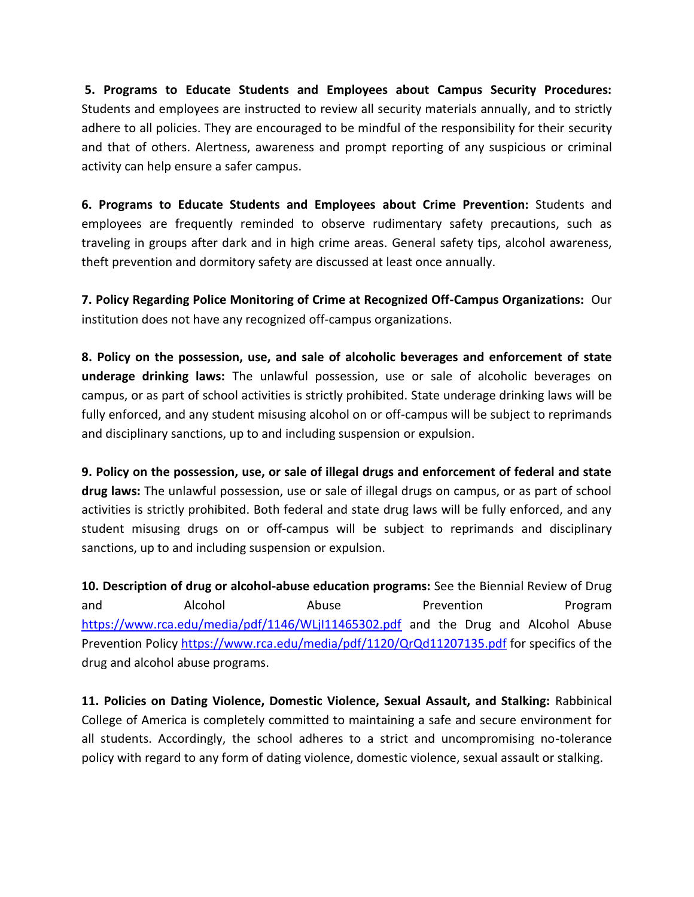**5. Programs to Educate Students and Employees about Campus Security Procedures:** Students and employees are instructed to review all security materials annually, and to strictly adhere to all policies. They are encouraged to be mindful of the responsibility for their security and that of others. Alertness, awareness and prompt reporting of any suspicious or criminal activity can help ensure a safer campus.

**6. Programs to Educate Students and Employees about Crime Prevention:** Students and employees are frequently reminded to observe rudimentary safety precautions, such as traveling in groups after dark and in high crime areas. General safety tips, alcohol awareness, theft prevention and dormitory safety are discussed at least once annually.

**7. Policy Regarding Police Monitoring of Crime at Recognized Off-Campus Organizations:** Our institution does not have any recognized off-campus organizations.

**8. Policy on the possession, use, and sale of alcoholic beverages and enforcement of state underage drinking laws:** The unlawful possession, use or sale of alcoholic beverages on campus, or as part of school activities is strictly prohibited. State underage drinking laws will be fully enforced, and any student misusing alcohol on or off-campus will be subject to reprimands and disciplinary sanctions, up to and including suspension or expulsion.

**9. Policy on the possession, use, or sale of illegal drugs and enforcement of federal and state drug laws:** The unlawful possession, use or sale of illegal drugs on campus, or as part of school activities is strictly prohibited. Both federal and state drug laws will be fully enforced, and any student misusing drugs on or off-campus will be subject to reprimands and disciplinary sanctions, up to and including suspension or expulsion.

**10. Description of drug or alcohol-abuse education programs:** See the Biennial Review of Drug and Alcohol Abuse Prevention Program https://www.rca.edu/media/pdf/1146/WLjI11465302.pdf and the Drug and Alcohol Abuse Prevention Policy https://www.rca.edu/media/pdf/1120/QrQd11207135.pdf for specifics of the drug and alcohol abuse programs.

**11. Policies on Dating Violence, Domestic Violence, Sexual Assault, and Stalking:** Rabbinical College of America is completely committed to maintaining a safe and secure environment for all students. Accordingly, the school adheres to a strict and uncompromising no-tolerance policy with regard to any form of dating violence, domestic violence, sexual assault or stalking.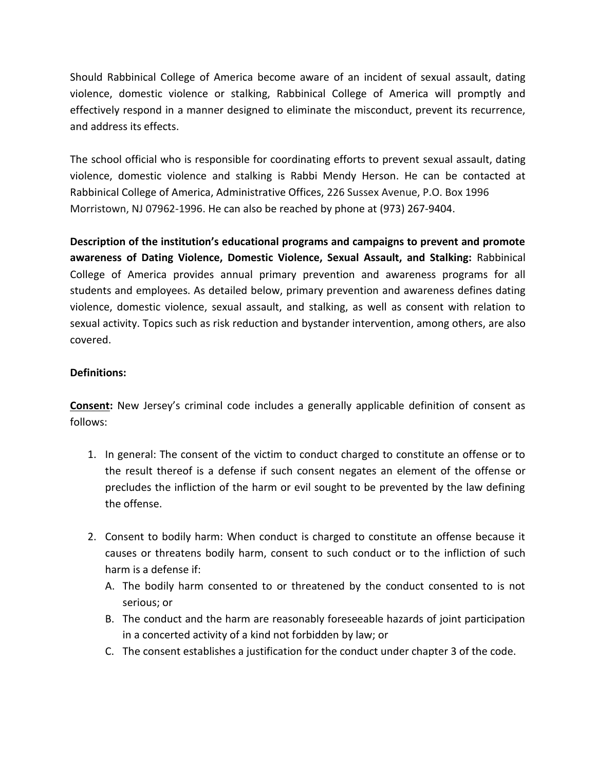Should Rabbinical College of America become aware of an incident of sexual assault, dating violence, domestic violence or stalking, Rabbinical College of America will promptly and effectively respond in a manner designed to eliminate the misconduct, prevent its recurrence, and address its effects.

The school official who is responsible for coordinating efforts to prevent sexual assault, dating violence, domestic violence and stalking is Rabbi Mendy Herson. He can be contacted at Rabbinical College of America, Administrative Offices, 226 Sussex Avenue, P.O. Box 1996 Morristown, NJ 07962-1996. He can also be reached by phone at (973) 267-9404.

**Description of the institution's educational programs and campaigns to prevent and promote awareness of Dating Violence, Domestic Violence, Sexual Assault, and Stalking:** Rabbinical College of America provides annual primary prevention and awareness programs for all students and employees. As detailed below, primary prevention and awareness defines dating violence, domestic violence, sexual assault, and stalking, as well as consent with relation to sexual activity. Topics such as risk reduction and bystander intervention, among others, are also covered.

**Definitions:**

**<u>Consent</u>:** New Jersey's criminal code includes a generally applicable definition of consent as follows:

1. In general: The consent of the victim to conduct charged to constitute an offense or to the result thereof is a defense if such consent negates an element of the offense or precludes the infliction of the harm or evil sought to be prevented by the law defining the offense.

2. Consent to bodily harm: When conduct is charged to constitute an offense because it causes or threatens bodily harm, consent to such conduct or to the infliction of such harm is a defense if:
   A. The bodily harm consented to or threatened by the conduct consented to is not serious; or
   B. The conduct and the harm are reasonably foreseeable hazards of joint participation in a concerted activity of a kind not forbidden by law; or
   C. The consent establishes a justification for the conduct under chapter 3 of the code.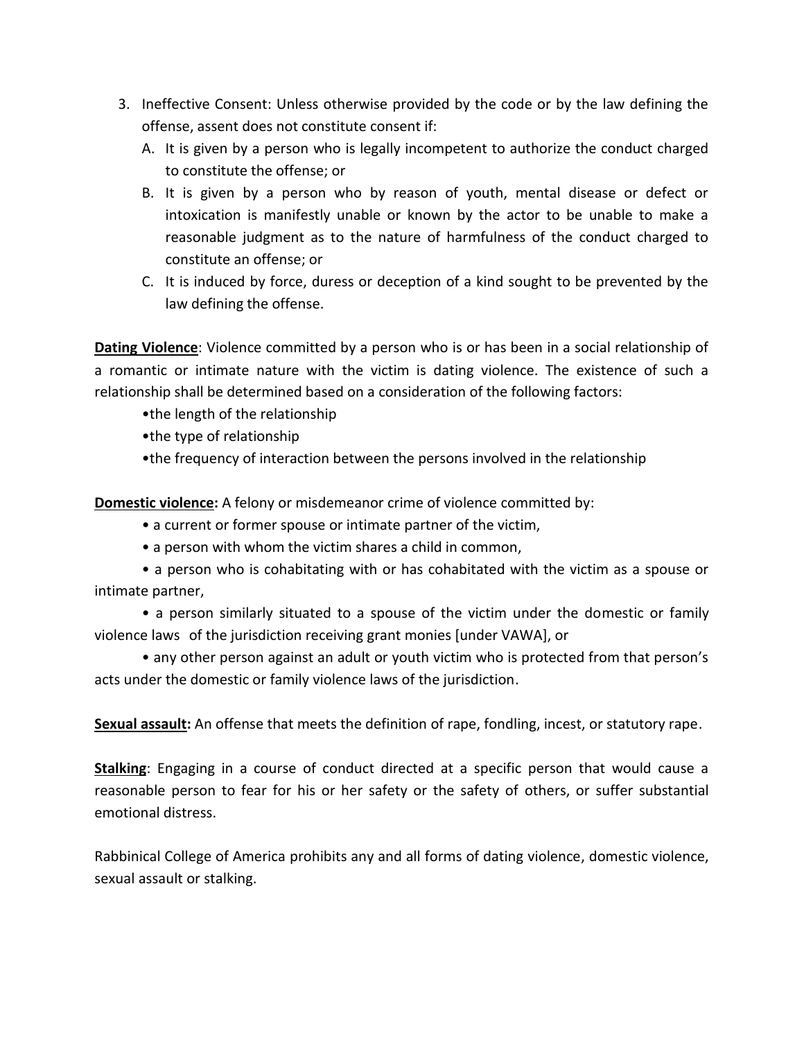3. Ineffective Consent: Unless otherwise provided by the code or by the law defining the offense, assent does not constitute consent if:
   A. It is given by a person who is legally incompetent to authorize the conduct charged to constitute the offense; or
   B. It is given by a person who by reason of youth, mental disease or defect or intoxication is manifestly unable or known by the actor to be unable to make a reasonable judgment as to the nature of harmfulness of the conduct charged to constitute an offense; or
   C. It is induced by force, duress or deception of a kind sought to be prevented by the law defining the offense.

**Dating Violence**: Violence committed by a person who is or has been in a social relationship of a romantic or intimate nature with the victim is dating violence. The existence of such a relationship shall be determined based on a consideration of the following factors:

- the length of the relationship
- the type of relationship
- the frequency of interaction between the persons involved in the relationship

**Domestic violence:** A felony or misdemeanor crime of violence committed by:

- a current or former spouse or intimate partner of the victim,
- a person with whom the victim shares a child in common,
- a person who is cohabitating with or has cohabitated with the victim as a spouse or intimate partner,
- a person similarly situated to a spouse of the victim under the domestic or family violence laws of the jurisdiction receiving grant monies [under VAWA], or
- any other person against an adult or youth victim who is protected from that person's acts under the domestic or family violence laws of the jurisdiction.

**Sexual assault:** An offense that meets the definition of rape, fondling, incest, or statutory rape.

**Stalking**: Engaging in a course of conduct directed at a specific person that would cause a reasonable person to fear for his or her safety or the safety of others, or suffer substantial emotional distress.

Rabbinical College of America prohibits any and all forms of dating violence, domestic violence, sexual assault or stalking.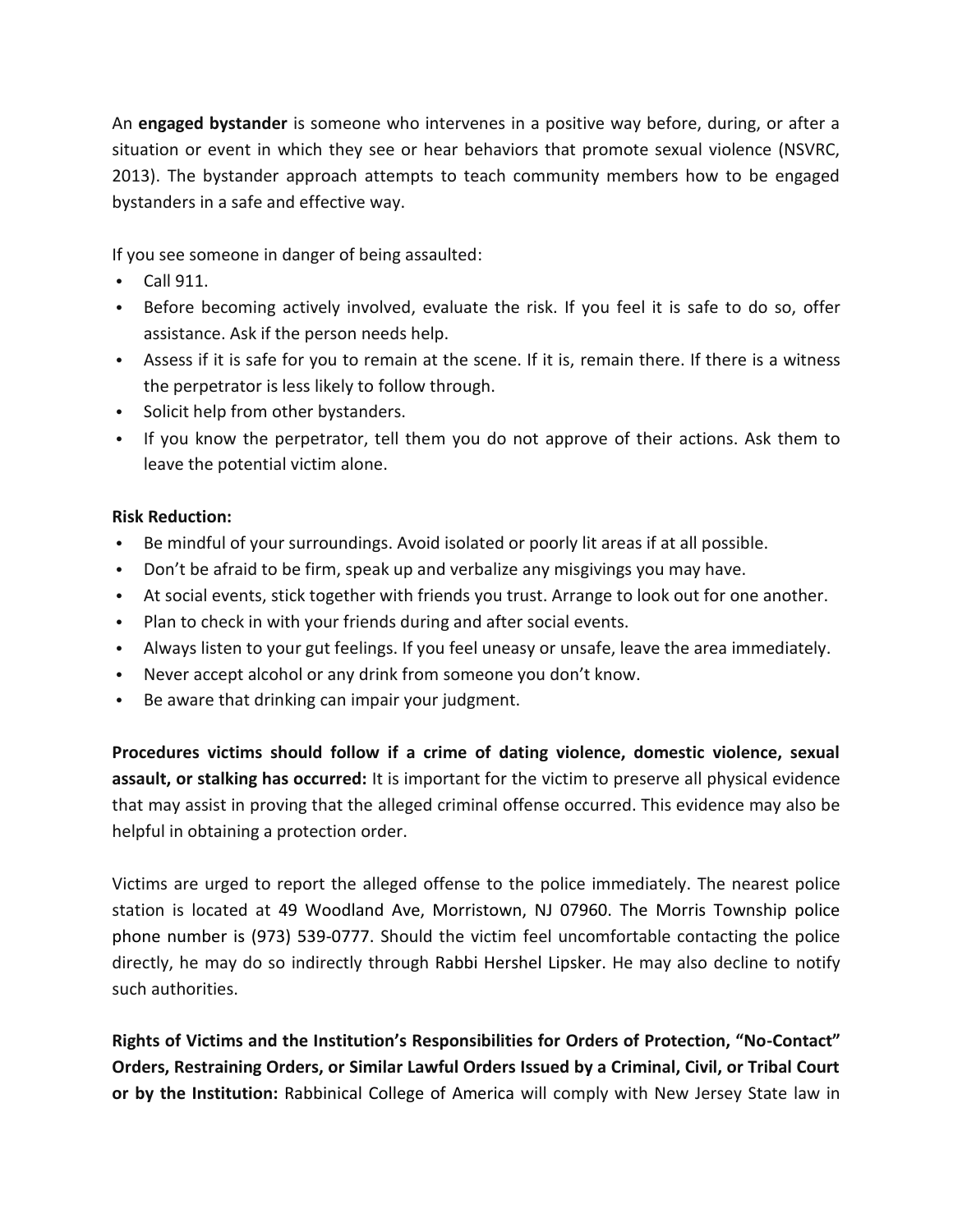An **engaged bystander** is someone who intervenes in a positive way before, during, or after a situation or event in which they see or hear behaviors that promote sexual violence (NSVRC, 2013). The bystander approach attempts to teach community members how to be engaged bystanders in a safe and effective way.

If you see someone in danger of being assaulted:

- Call 911.
- Before becoming actively involved, evaluate the risk. If you feel it is safe to do so, offer assistance. Ask if the person needs help.
- Assess if it is safe for you to remain at the scene. If it is, remain there. If there is a witness the perpetrator is less likely to follow through.
- Solicit help from other bystanders.
- If you know the perpetrator, tell them you do not approve of their actions. Ask them to leave the potential victim alone.

**Risk Reduction:**

- Be mindful of your surroundings. Avoid isolated or poorly lit areas if at all possible.
- Don't be afraid to be firm, speak up and verbalize any misgivings you may have.
- At social events, stick together with friends you trust. Arrange to look out for one another.
- Plan to check in with your friends during and after social events.
- Always listen to your gut feelings. If you feel uneasy or unsafe, leave the area immediately.
- Never accept alcohol or any drink from someone you don't know.
- Be aware that drinking can impair your judgment.

**Procedures victims should follow if a crime of dating violence, domestic violence, sexual assault, or stalking has occurred:** It is important for the victim to preserve all physical evidence that may assist in proving that the alleged criminal offense occurred. This evidence may also be helpful in obtaining a protection order.

Victims are urged to report the alleged offense to the police immediately. The nearest police station is located at 49 Woodland Ave, Morristown, NJ 07960. The Morris Township police phone number is (973) 539-0777. Should the victim feel uncomfortable contacting the police directly, he may do so indirectly through Rabbi Hershel Lipsker. He may also decline to notify such authorities.

**Rights of Victims and the Institution's Responsibilities for Orders of Protection, "No-Contact" Orders, Restraining Orders, or Similar Lawful Orders Issued by a Criminal, Civil, or Tribal Court or by the Institution:** Rabbinical College of America will comply with New Jersey State law in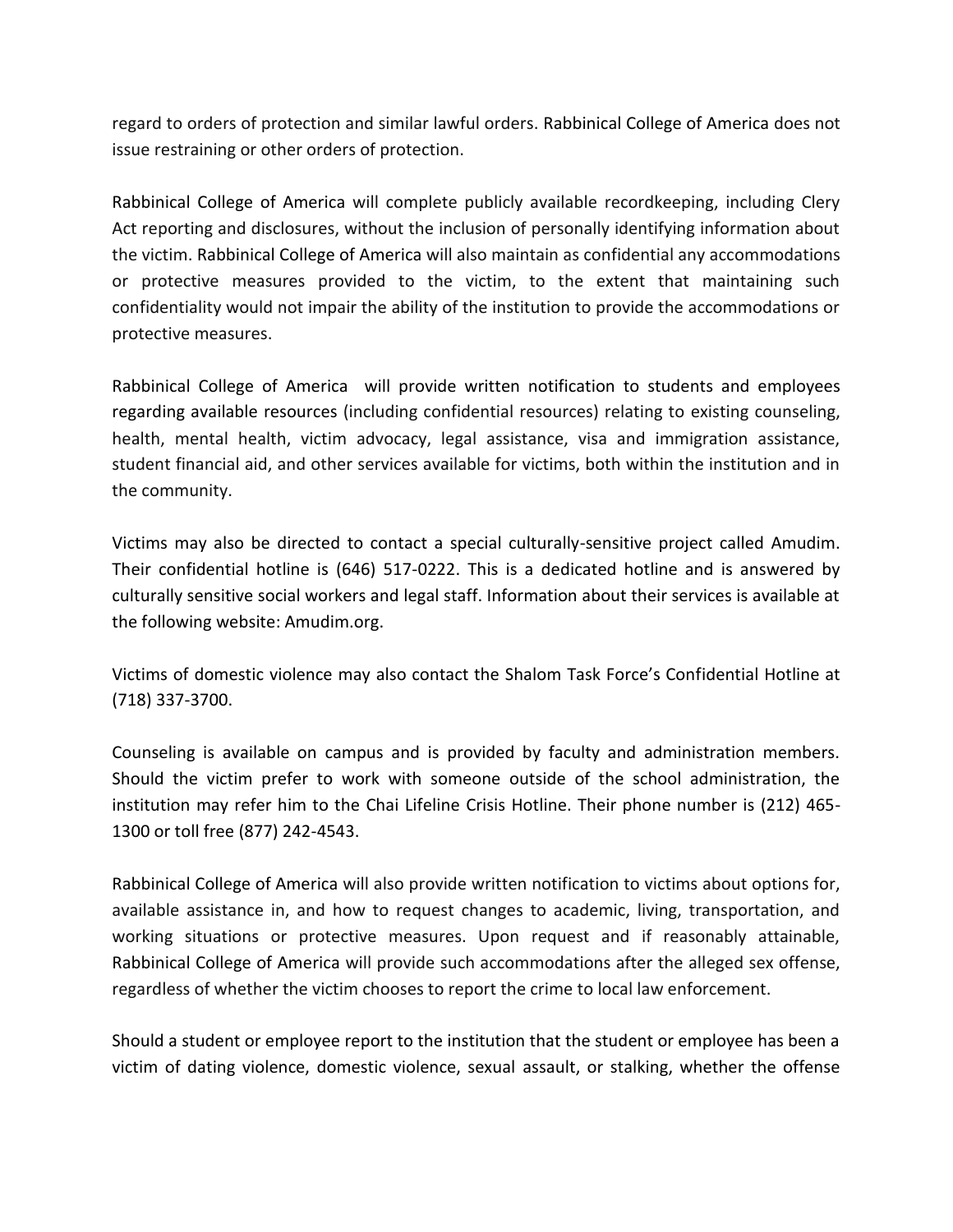regard to orders of protection and similar lawful orders. Rabbinical College of America does not issue restraining or other orders of protection.

Rabbinical College of America will complete publicly available recordkeeping, including Clery Act reporting and disclosures, without the inclusion of personally identifying information about the victim. Rabbinical College of America will also maintain as confidential any accommodations or protective measures provided to the victim, to the extent that maintaining such confidentiality would not impair the ability of the institution to provide the accommodations or protective measures.

Rabbinical College of America will provide written notification to students and employees regarding available resources (including confidential resources) relating to existing counseling, health, mental health, victim advocacy, legal assistance, visa and immigration assistance, student financial aid, and other services available for victims, both within the institution and in the community.

Victims may also be directed to contact a special culturally-sensitive project called Amudim. Their confidential hotline is (646) 517-0222. This is a dedicated hotline and is answered by culturally sensitive social workers and legal staff. Information about their services is available at the following website: Amudim.org.

Victims of domestic violence may also contact the Shalom Task Force's Confidential Hotline at (718) 337-3700.

Counseling is available on campus and is provided by faculty and administration members. Should the victim prefer to work with someone outside of the school administration, the institution may refer him to the Chai Lifeline Crisis Hotline. Their phone number is (212) 465-1300 or toll free (877) 242-4543.

Rabbinical College of America will also provide written notification to victims about options for, available assistance in, and how to request changes to academic, living, transportation, and working situations or protective measures. Upon request and if reasonably attainable, Rabbinical College of America will provide such accommodations after the alleged sex offense, regardless of whether the victim chooses to report the crime to local law enforcement.

Should a student or employee report to the institution that the student or employee has been a victim of dating violence, domestic violence, sexual assault, or stalking, whether the offense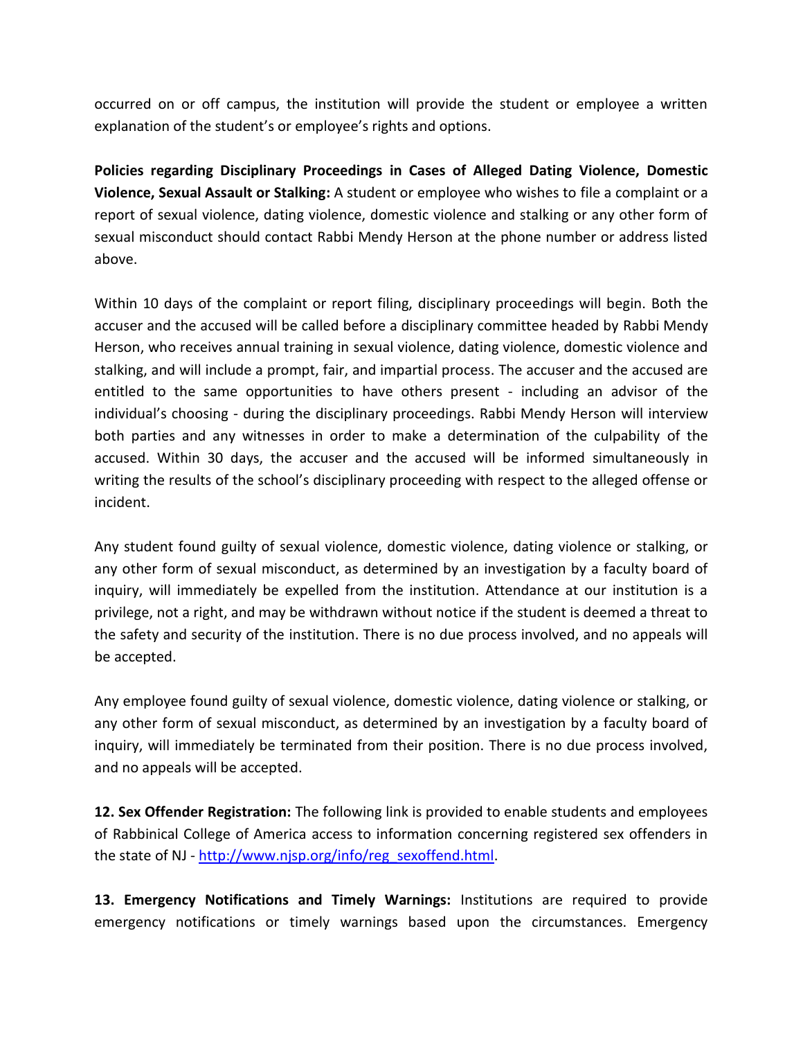occurred on or off campus, the institution will provide the student or employee a written explanation of the student's or employee's rights and options.

**Policies regarding Disciplinary Proceedings in Cases of Alleged Dating Violence, Domestic Violence, Sexual Assault or Stalking:** A student or employee who wishes to file a complaint or a report of sexual violence, dating violence, domestic violence and stalking or any other form of sexual misconduct should contact Rabbi Mendy Herson at the phone number or address listed above.

Within 10 days of the complaint or report filing, disciplinary proceedings will begin. Both the accuser and the accused will be called before a disciplinary committee headed by Rabbi Mendy Herson, who receives annual training in sexual violence, dating violence, domestic violence and stalking, and will include a prompt, fair, and impartial process. The accuser and the accused are entitled to the same opportunities to have others present - including an advisor of the individual's choosing - during the disciplinary proceedings. Rabbi Mendy Herson will interview both parties and any witnesses in order to make a determination of the culpability of the accused. Within 30 days, the accuser and the accused will be informed simultaneously in writing the results of the school's disciplinary proceeding with respect to the alleged offense or incident.

Any student found guilty of sexual violence, domestic violence, dating violence or stalking, or any other form of sexual misconduct, as determined by an investigation by a faculty board of inquiry, will immediately be expelled from the institution. Attendance at our institution is a privilege, not a right, and may be withdrawn without notice if the student is deemed a threat to the safety and security of the institution. There is no due process involved, and no appeals will be accepted.

Any employee found guilty of sexual violence, domestic violence, dating violence or stalking, or any other form of sexual misconduct, as determined by an investigation by a faculty board of inquiry, will immediately be terminated from their position. There is no due process involved, and no appeals will be accepted.

**12. Sex Offender Registration:** The following link is provided to enable students and employees of Rabbinical College of America access to information concerning registered sex offenders in the state of NJ - [http://www.njsp.org/info/reg_sexoffend.html](http://www.njsp.org/info/reg_sexoffend.html).

**13. Emergency Notifications and Timely Warnings:** Institutions are required to provide emergency notifications or timely warnings based upon the circumstances. Emergency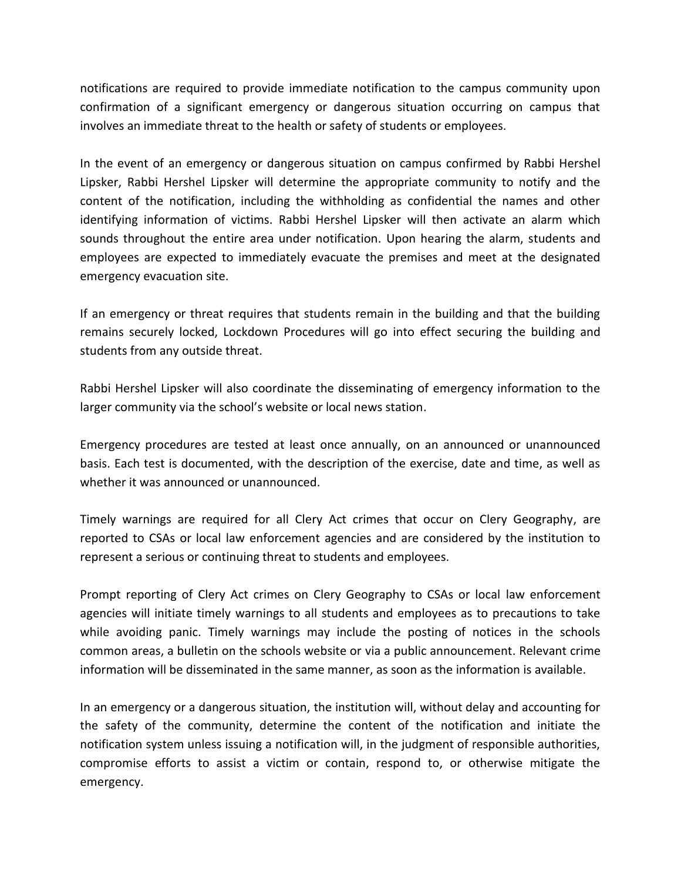notifications are required to provide immediate notification to the campus community upon confirmation of a significant emergency or dangerous situation occurring on campus that involves an immediate threat to the health or safety of students or employees.

In the event of an emergency or dangerous situation on campus confirmed by Rabbi Hershel Lipsker, Rabbi Hershel Lipsker will determine the appropriate community to notify and the content of the notification, including the withholding as confidential the names and other identifying information of victims. Rabbi Hershel Lipsker will then activate an alarm which sounds throughout the entire area under notification. Upon hearing the alarm, students and employees are expected to immediately evacuate the premises and meet at the designated emergency evacuation site.

If an emergency or threat requires that students remain in the building and that the building remains securely locked, Lockdown Procedures will go into effect securing the building and students from any outside threat.

Rabbi Hershel Lipsker will also coordinate the disseminating of emergency information to the larger community via the school's website or local news station.

Emergency procedures are tested at least once annually, on an announced or unannounced basis. Each test is documented, with the description of the exercise, date and time, as well as whether it was announced or unannounced.

Timely warnings are required for all Clery Act crimes that occur on Clery Geography, are reported to CSAs or local law enforcement agencies and are considered by the institution to represent a serious or continuing threat to students and employees.

Prompt reporting of Clery Act crimes on Clery Geography to CSAs or local law enforcement agencies will initiate timely warnings to all students and employees as to precautions to take while avoiding panic. Timely warnings may include the posting of notices in the schools common areas, a bulletin on the schools website or via a public announcement. Relevant crime information will be disseminated in the same manner, as soon as the information is available.

In an emergency or a dangerous situation, the institution will, without delay and accounting for the safety of the community, determine the content of the notification and initiate the notification system unless issuing a notification will, in the judgment of responsible authorities, compromise efforts to assist a victim or contain, respond to, or otherwise mitigate the emergency.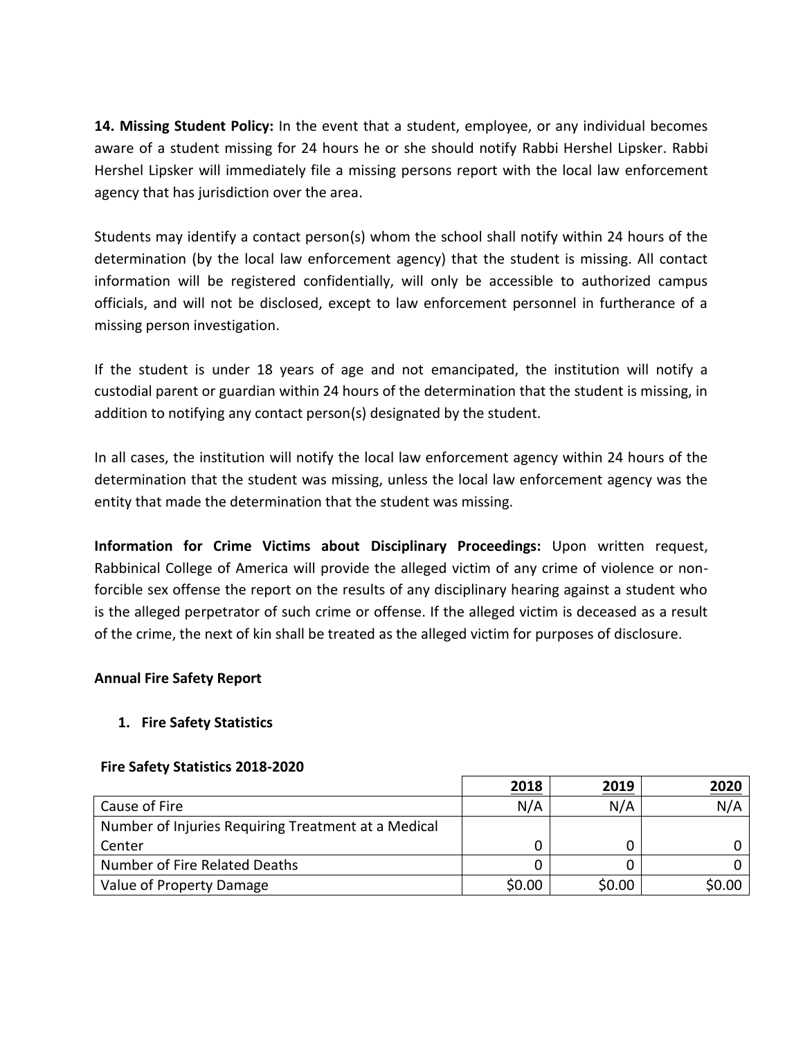**14. Missing Student Policy:** In the event that a student, employee, or any individual becomes aware of a student missing for 24 hours he or she should notify Rabbi Hershel Lipsker. Rabbi Hershel Lipsker will immediately file a missing persons report with the local law enforcement agency that has jurisdiction over the area.

Students may identify a contact person(s) whom the school shall notify within 24 hours of the determination (by the local law enforcement agency) that the student is missing. All contact information will be registered confidentially, will only be accessible to authorized campus officials, and will not be disclosed, except to law enforcement personnel in furtherance of a missing person investigation.

If the student is under 18 years of age and not emancipated, the institution will notify a custodial parent or guardian within 24 hours of the determination that the student is missing, in addition to notifying any contact person(s) designated by the student.

In all cases, the institution will notify the local law enforcement agency within 24 hours of the determination that the student was missing, unless the local law enforcement agency was the entity that made the determination that the student was missing.

**Information for Crime Victims about Disciplinary Proceedings:** Upon written request, Rabbinical College of America will provide the alleged victim of any crime of violence or non-forcible sex offense the report on the results of any disciplinary hearing against a student who is the alleged perpetrator of such crime or offense. If the alleged victim is deceased as a result of the crime, the next of kin shall be treated as the alleged victim for purposes of disclosure.

**Annual Fire Safety Report**

1. **Fire Safety Statistics**

**Fire Safety Statistics 2018-2020**

| | 2018 | 2019 | 2020 |
|---|---|---|---|
| Cause of Fire | N/A | N/A | N/A |
| Number of Injuries Requiring Treatment at a Medical Center | 0 | 0 | 0 |
| Number of Fire Related Deaths | 0 | 0 | 0 |
| Value of Property Damage | $0.00 | $0.00 | $0.00 |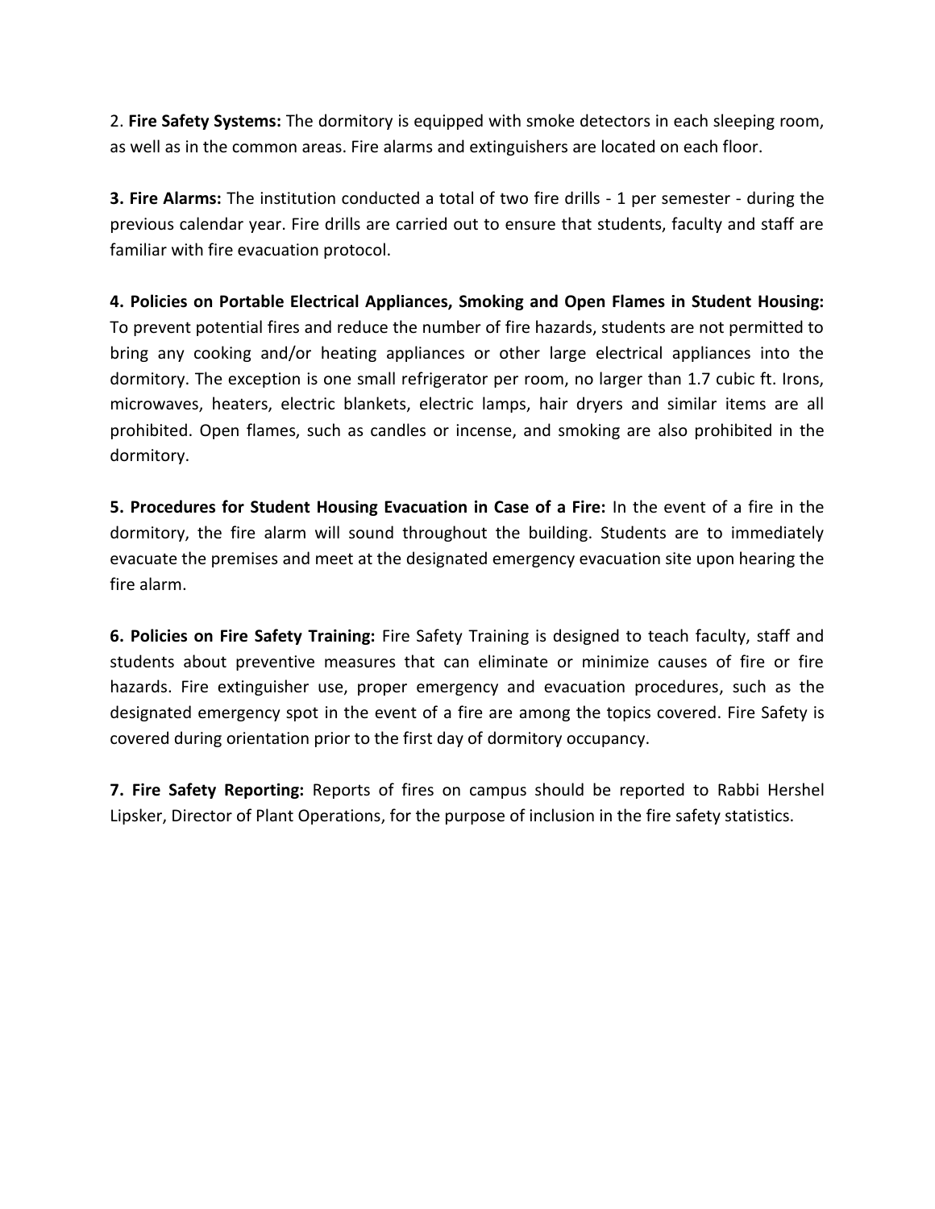2. **Fire Safety Systems:** The dormitory is equipped with smoke detectors in each sleeping room, as well as in the common areas. Fire alarms and extinguishers are located on each floor.

**3. Fire Alarms:** The institution conducted a total of two fire drills - 1 per semester - during the previous calendar year. Fire drills are carried out to ensure that students, faculty and staff are familiar with fire evacuation protocol.

**4. Policies on Portable Electrical Appliances, Smoking and Open Flames in Student Housing:** To prevent potential fires and reduce the number of fire hazards, students are not permitted to bring any cooking and/or heating appliances or other large electrical appliances into the dormitory. The exception is one small refrigerator per room, no larger than 1.7 cubic ft. Irons, microwaves, heaters, electric blankets, electric lamps, hair dryers and similar items are all prohibited. Open flames, such as candles or incense, and smoking are also prohibited in the dormitory.

**5. Procedures for Student Housing Evacuation in Case of a Fire:** In the event of a fire in the dormitory, the fire alarm will sound throughout the building. Students are to immediately evacuate the premises and meet at the designated emergency evacuation site upon hearing the fire alarm.

**6. Policies on Fire Safety Training:** Fire Safety Training is designed to teach faculty, staff and students about preventive measures that can eliminate or minimize causes of fire or fire hazards. Fire extinguisher use, proper emergency and evacuation procedures, such as the designated emergency spot in the event of a fire are among the topics covered. Fire Safety is covered during orientation prior to the first day of dormitory occupancy.

**7. Fire Safety Reporting:** Reports of fires on campus should be reported to Rabbi Hershel Lipsker, Director of Plant Operations, for the purpose of inclusion in the fire safety statistics.